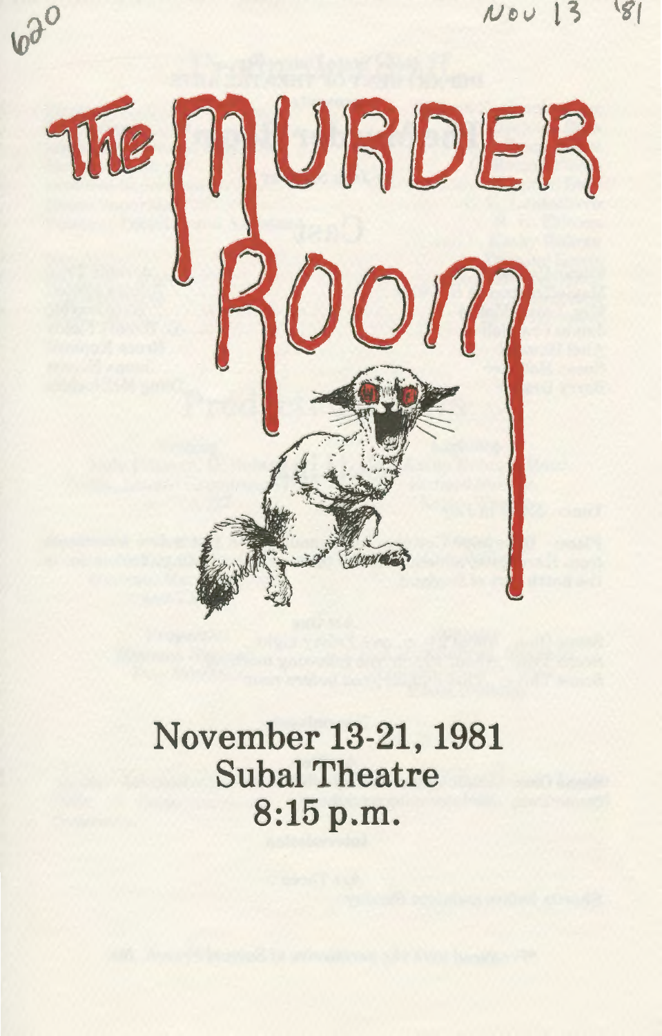620

Nov 13 '81

# The Murder Room

November 13-21, 1981
Subal Theatre
8:15 p.m.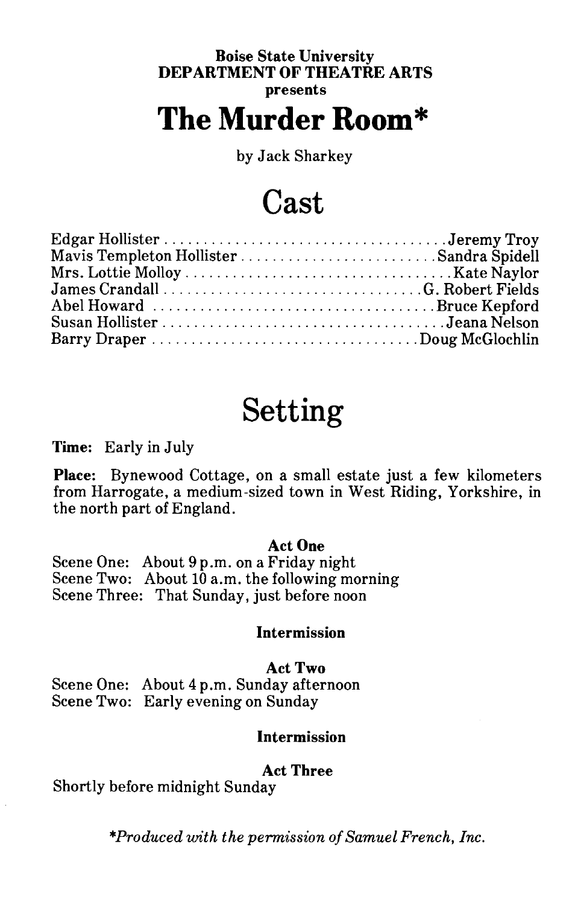**Boise State University**
**DEPARTMENT OF THEATRE ARTS**
**presents**

# The Murder Room*

by Jack Sharkey

## Cast

| Character | Actor |
|---|---|
| Edgar Hollister | Jeremy Troy |
| Mavis Templeton Hollister | Sandra Spidell |
| Mrs. Lottie Molloy | Kate Naylor |
| James Crandall | G. Robert Fields |
| Abel Howard | Bruce Kepford |
| Susan Hollister | Jeana Nelson |
| Barry Draper | Doug McGlochlin |

## Setting

**Time:** Early in July

**Place:** Bynewood Cottage, on a small estate just a few kilometers from Harrogate, a medium-sized town in West Riding, Yorkshire, in the north part of England.

**Act One**

Scene One: About 9 p.m. on a Friday night
Scene Two: About 10 a.m. the following morning
Scene Three: That Sunday, just before noon

**Intermission**

**Act Two**

Scene One: About 4 p.m. Sunday afternoon
Scene Two: Early evening on Sunday

**Intermission**

**Act Three**

Shortly before midnight Sunday

**Produced with the permission of Samuel French, Inc.*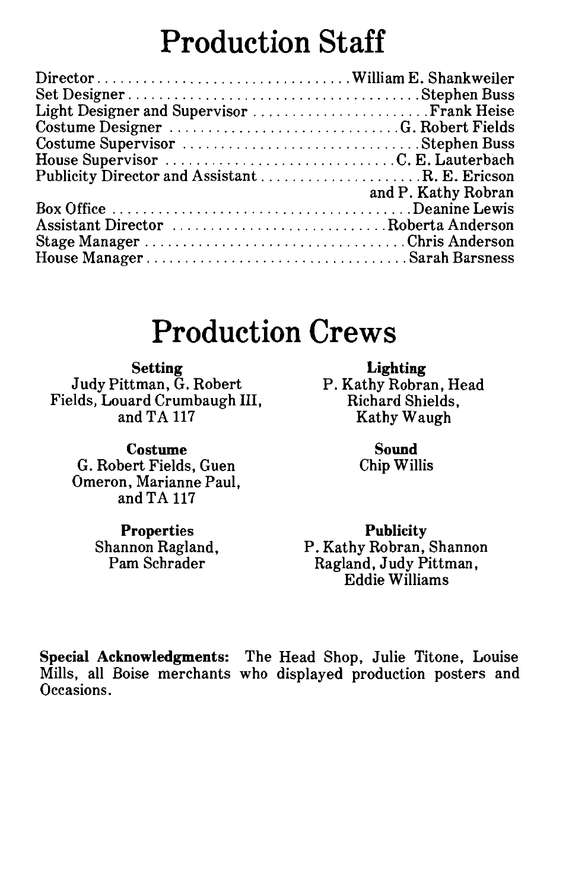# Production Staff

| | |
|---|---|
| Director | William E. Shankweiler |
| Set Designer | Stephen Buss |
| Light Designer and Supervisor | Frank Heise |
| Costume Designer | G. Robert Fields |
| Costume Supervisor | Stephen Buss |
| House Supervisor | C. E. Lauterbach |
| Publicity Director and Assistant | R. E. Ericson and P. Kathy Robran |
| Box Office | Deanine Lewis |
| Assistant Director | Roberta Anderson |
| Stage Manager | Chris Anderson |
| House Manager | Sarah Barsness |

# Production Crews

**Setting**
Judy Pittman, G. Robert Fields, Louard Crumbaugh III, and TA 117

**Lighting**
P. Kathy Robran, Head
Richard Shields,
Kathy Waugh

**Costume**
G. Robert Fields, Guen Omeron, Marianne Paul, and TA 117

**Sound**
Chip Willis

**Properties**
Shannon Ragland,
Pam Schrader

**Publicity**
P. Kathy Robran, Shannon Ragland, Judy Pittman, Eddie Williams

**Special Acknowledgments:** The Head Shop, Julie Titone, Louise Mills, all Boise merchants who displayed production posters and Occasions.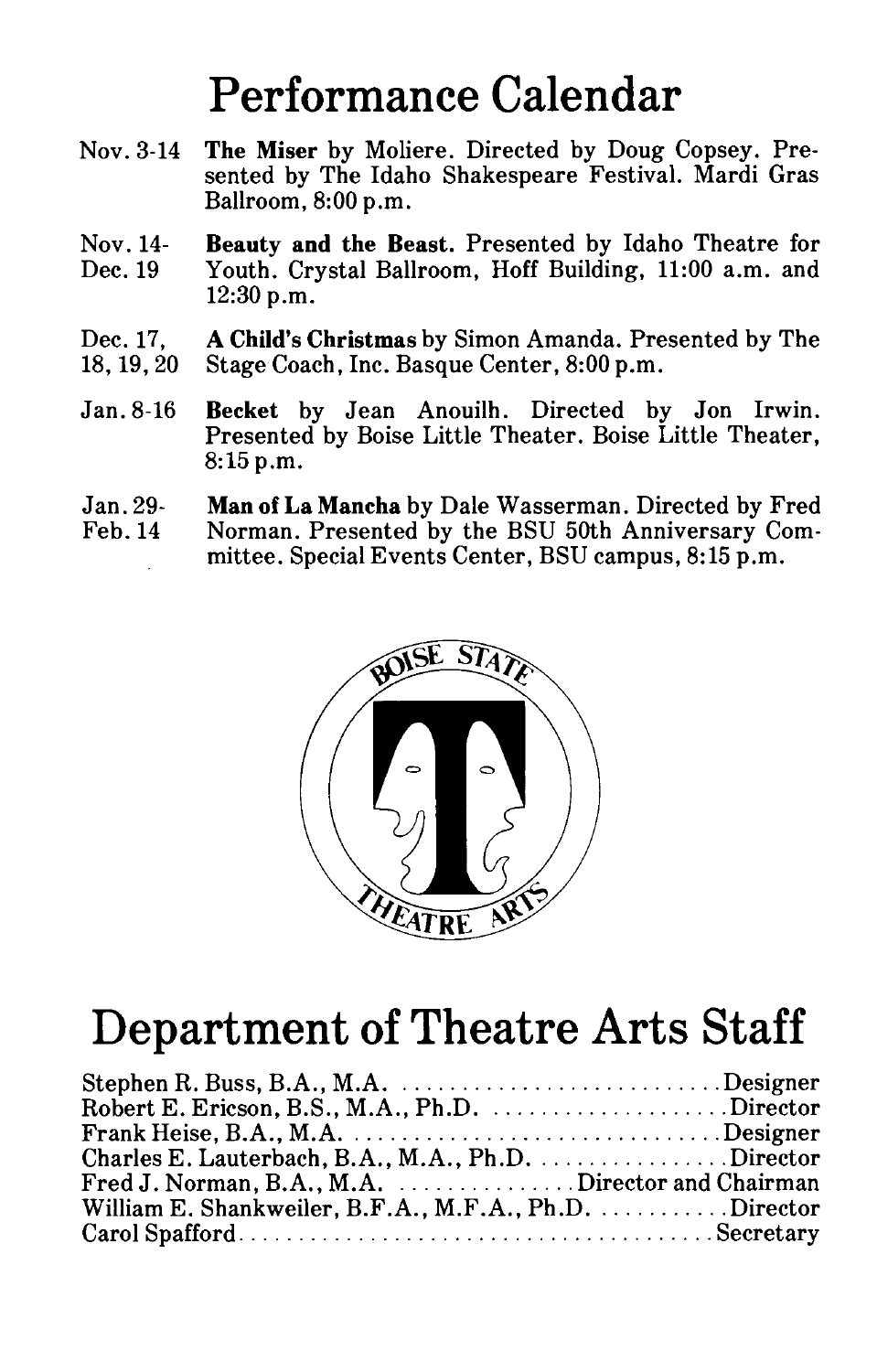# Performance Calendar

Nov. 3-14 **The Miser** by Moliere. Directed by Doug Copsey. Presented by The Idaho Shakespeare Festival. Mardi Gras Ballroom, 8:00 p.m.

Nov. 14-Dec. 19 **Beauty and the Beast.** Presented by Idaho Theatre for Youth. Crystal Ballroom, Hoff Building, 11:00 a.m. and 12:30 p.m.

Dec. 17, 18, 19, 20 **A Child's Christmas** by Simon Amanda. Presented by The Stage Coach, Inc. Basque Center, 8:00 p.m.

Jan. 8-16 **Becket** by Jean Anouilh. Directed by Jon Irwin. Presented by Boise Little Theater. Boise Little Theater, 8:15 p.m.

Jan. 29-Feb. 14 **Man of La Mancha** by Dale Wasserman. Directed by Fred Norman. Presented by the BSU 50th Anniversary Committee. Special Events Center, BSU campus, 8:15 p.m.

BOISE STATE THEATRE ARTS

# Department of Theatre Arts Staff

Stephen R. Buss, B.A., M.A. .......... Designer
Robert E. Ericson, B.S., M.A., Ph.D. .......... Director
Frank Heise, B.A., M.A. .......... Designer
Charles E. Lauterbach, B.A., M.A., Ph.D. .......... Director
Fred J. Norman, B.A., M.A. .......... Director and Chairman
William E. Shankweiler, B.F.A., M.F.A., Ph.D. .......... Director
Carol Spafford .......... Secretary